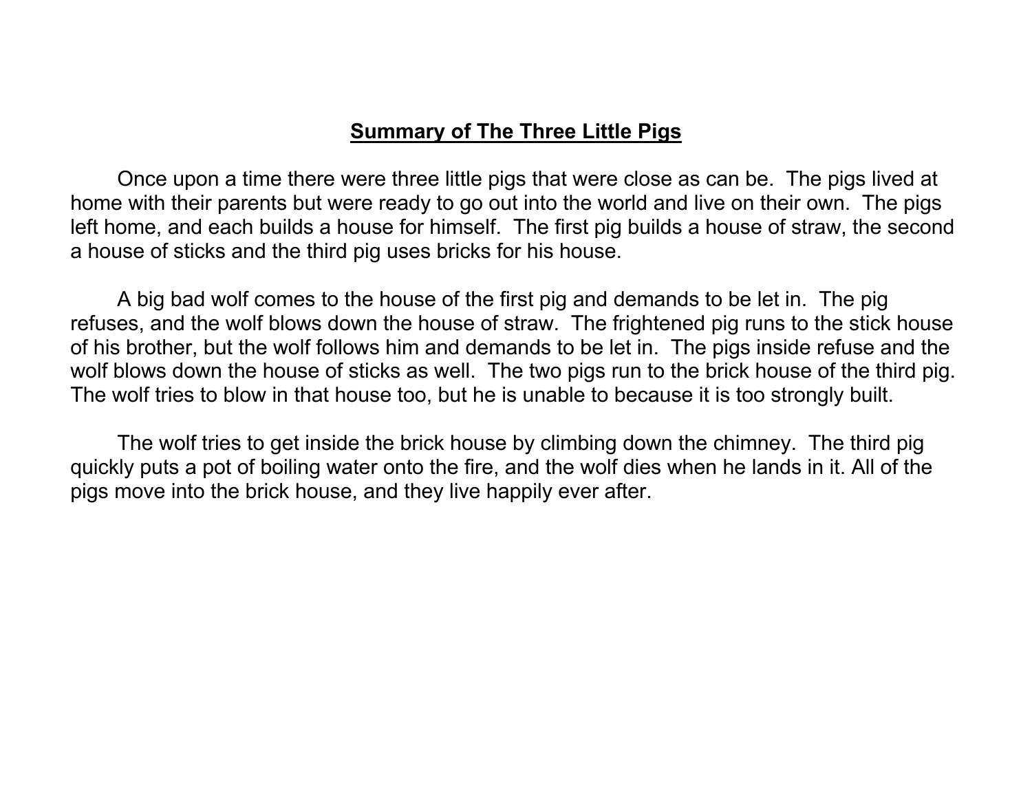# Summary of The Three Little Pigs

Once upon a time there were three little pigs that were close as can be. The pigs lived at home with their parents but were ready to go out into the world and live on their own. The pigs left home, and each builds a house for himself. The first pig builds a house of straw, the second a house of sticks and the third pig uses bricks for his house.

A big bad wolf comes to the house of the first pig and demands to be let in. The pig refuses, and the wolf blows down the house of straw. The frightened pig runs to the stick house of his brother, but the wolf follows him and demands to be let in. The pigs inside refuse and the wolf blows down the house of sticks as well. The two pigs run to the brick house of the third pig. The wolf tries to blow in that house too, but he is unable to because it is too strongly built.

The wolf tries to get inside the brick house by climbing down the chimney. The third pig quickly puts a pot of boiling water onto the fire, and the wolf dies when he lands in it. All of the pigs move into the brick house, and they live happily ever after.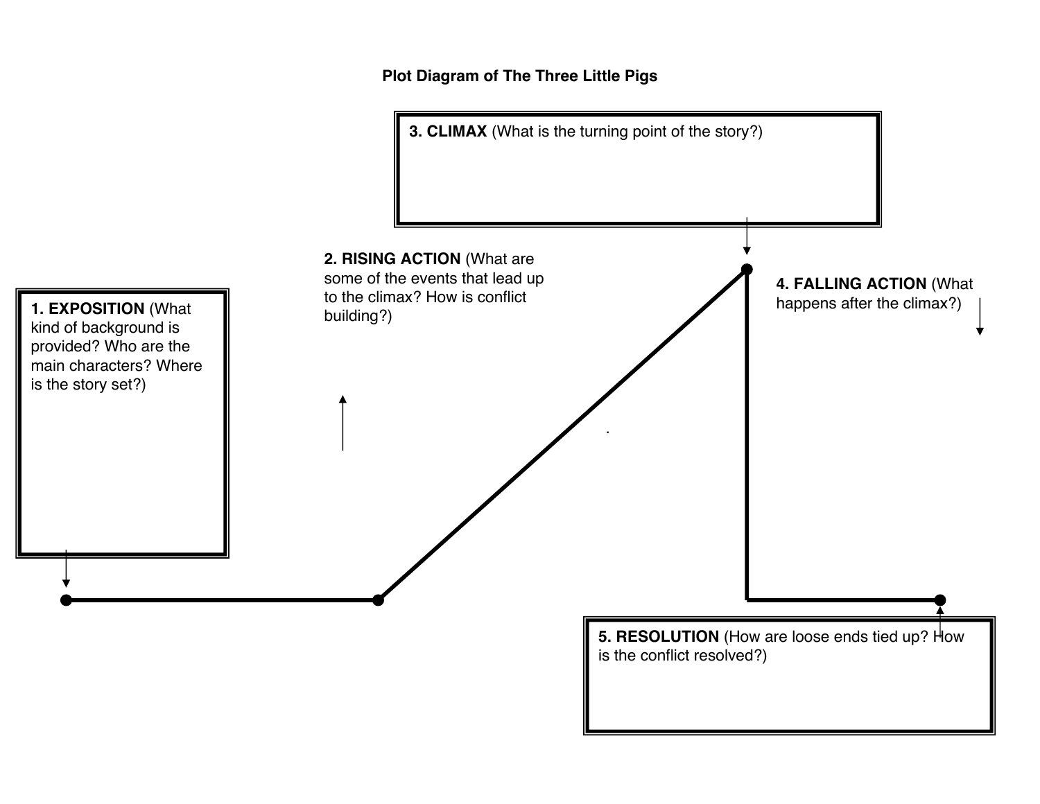# Plot Diagram of The Three Little Pigs

**1. EXPOSITION** (What kind of background is provided? Who are the main characters? Where is the story set?)

**2. RISING ACTION** (What are some of the events that lead up to the climax? How is conflict building?)

**3. CLIMAX** (What is the turning point of the story?)

**4. FALLING ACTION** (What happens after the climax?)

**5. RESOLUTION** (How are loose ends tied up? How is the conflict resolved?)